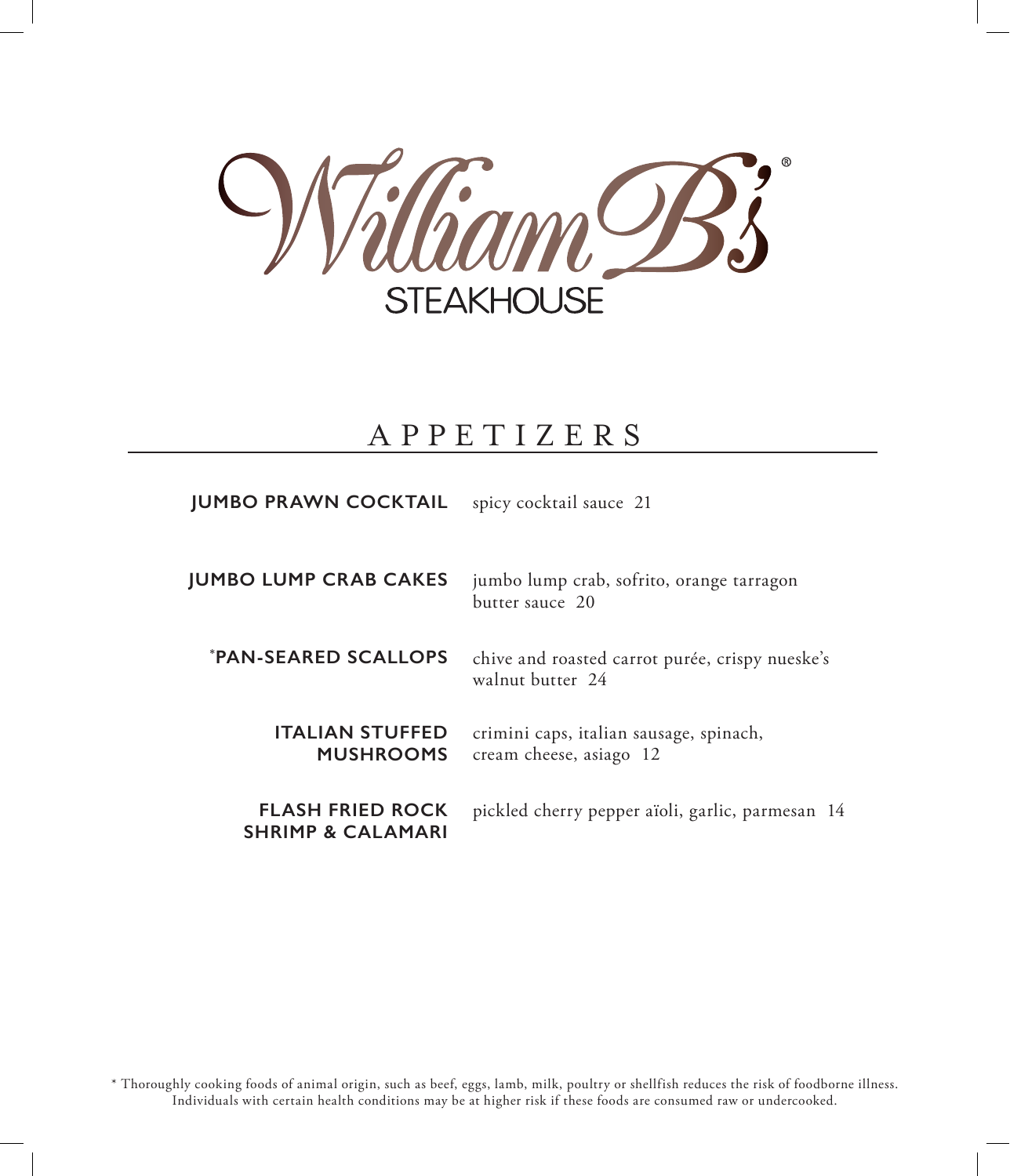# William B's® STEAKHOUSE

## APPETIZERS

**JUMBO PRAWN COCKTAIL** spicy cocktail sauce 21

**JUMBO LUMP CRAB CAKES** jumbo lump crab, sofrito, orange tarragon butter sauce 20

***PAN-SEARED SCALLOPS** chive and roasted carrot purée, crispy nueske's walnut butter 24

**ITALIAN STUFFED MUSHROOMS** crimini caps, italian sausage, spinach, cream cheese, asiago 12

**FLASH FRIED ROCK SHRIMP & CALAMARI** pickled cherry pepper aïoli, garlic, parmesan 14

\* Thoroughly cooking foods of animal origin, such as beef, eggs, lamb, milk, poultry or shellfish reduces the risk of foodborne illness. Individuals with certain health conditions may be at higher risk if these foods are consumed raw or undercooked.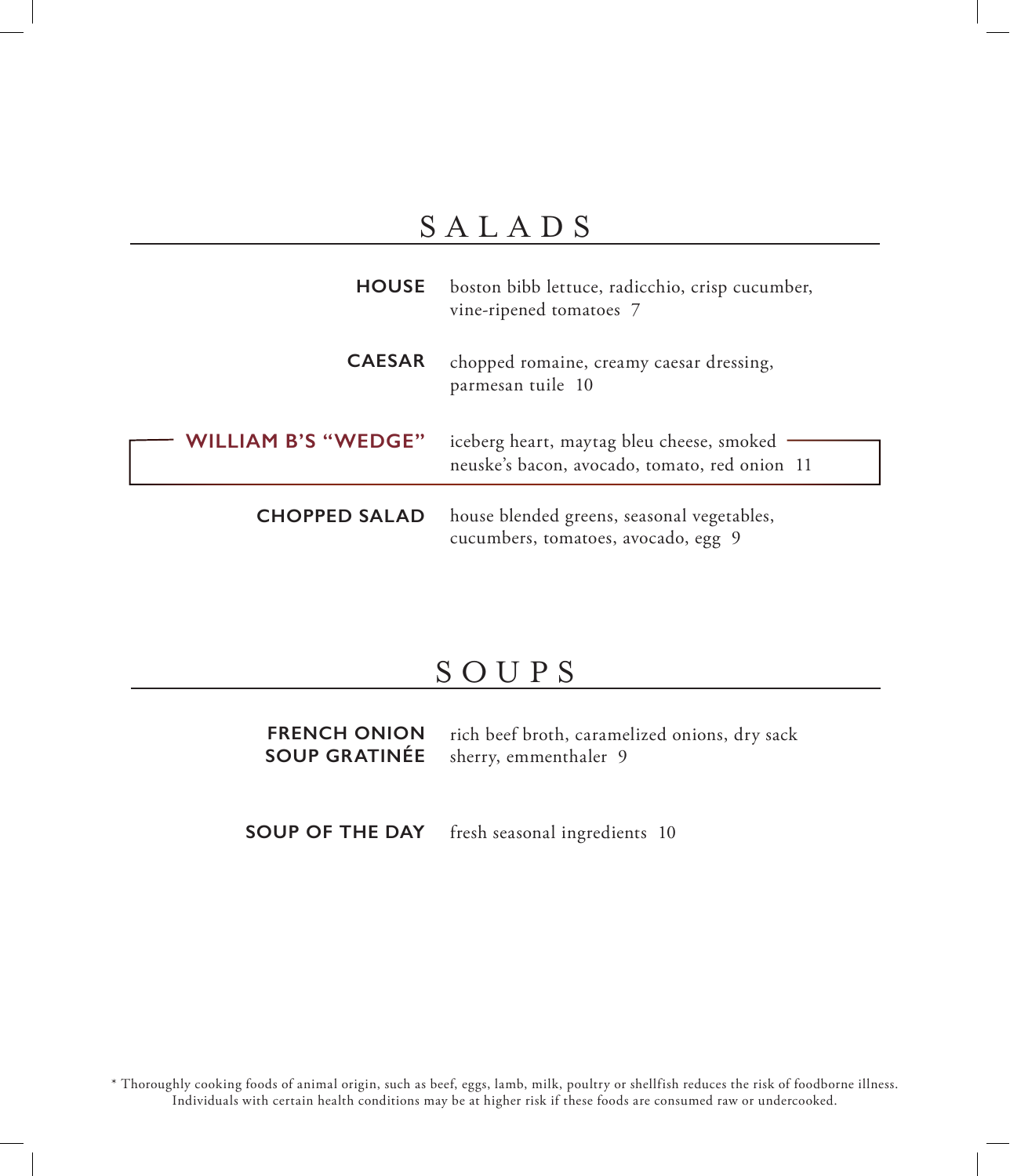# SALADS

**HOUSE** boston bibb lettuce, radicchio, crisp cucumber, vine-ripened tomatoes 7

**CAESAR** chopped romaine, creamy caesar dressing, parmesan tuile 10

**WILLIAM B'S "WEDGE"** iceberg heart, maytag bleu cheese, smoked neuske's bacon, avocado, tomato, red onion 11

**CHOPPED SALAD** house blended greens, seasonal vegetables, cucumbers, tomatoes, avocado, egg 9

# SOUPS

**FRENCH ONION SOUP GRATINÉE** rich beef broth, caramelized onions, dry sack sherry, emmenthaler 9

**SOUP OF THE DAY** fresh seasonal ingredients 10

* Thoroughly cooking foods of animal origin, such as beef, eggs, lamb, milk, poultry or shellfish reduces the risk of foodborne illness. Individuals with certain health conditions may be at higher risk if these foods are consumed raw or undercooked.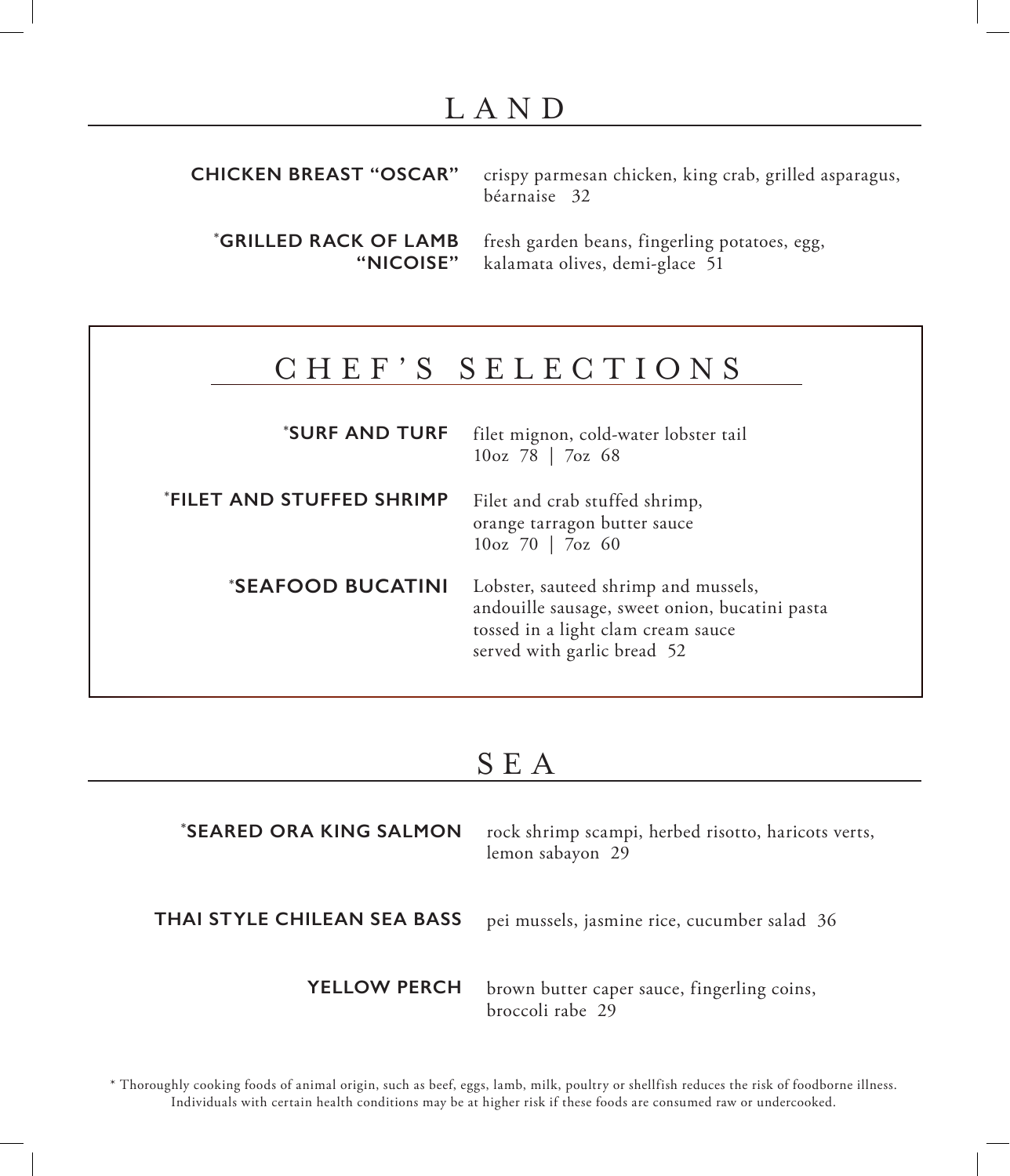## LAND

**CHICKEN BREAST "OSCAR"** crispy parmesan chicken, king crab, grilled asparagus, béarnaise 32

***GRILLED RACK OF LAMB "NICOISE"** fresh garden beans, fingerling potatoes, egg, kalamata olives, demi-glace 51

## CHEF'S SELECTIONS

***SURF AND TURF** filet mignon, cold-water lobster tail
10oz 78 | 7oz 68

***FILET AND STUFFED SHRIMP** Filet and crab stuffed shrimp, orange tarragon butter sauce
10oz 70 | 7oz 60

***SEAFOOD BUCATINI** Lobster, sauteed shrimp and mussels, andouille sausage, sweet onion, bucatini pasta tossed in a light clam cream sauce served with garlic bread 52

## SEA

***SEARED ORA KING SALMON** rock shrimp scampi, herbed risotto, haricots verts, lemon sabayon 29

**THAI STYLE CHILEAN SEA BASS** pei mussels, jasmine rice, cucumber salad 36

**YELLOW PERCH** brown butter caper sauce, fingerling coins, broccoli rabe 29

* Thoroughly cooking foods of animal origin, such as beef, eggs, lamb, milk, poultry or shellfish reduces the risk of foodborne illness. Individuals with certain health conditions may be at higher risk if these foods are consumed raw or undercooked.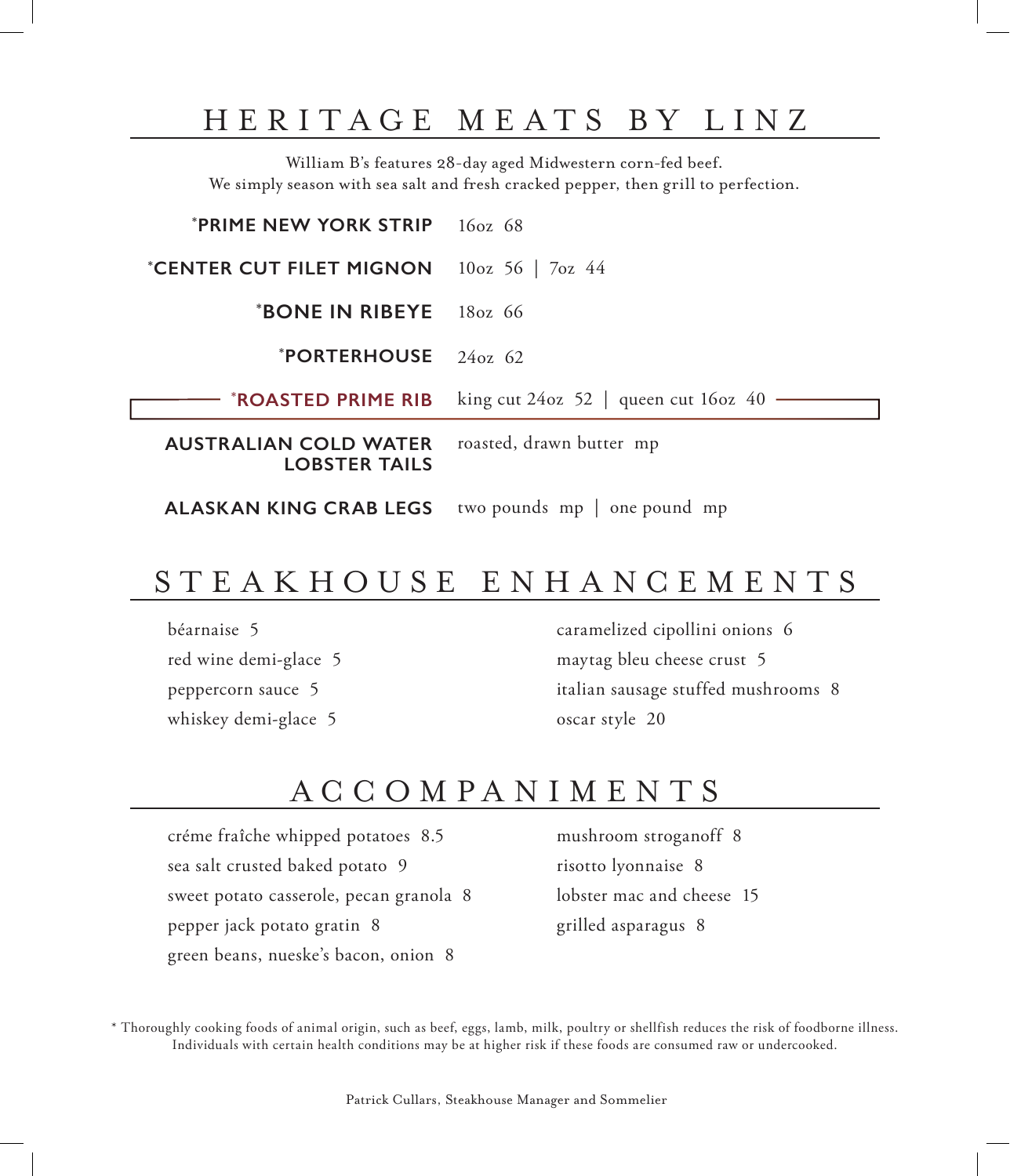# HERITAGE MEATS BY LINZ

William B's features 28-day aged Midwestern corn-fed beef.
We simply season with sea salt and fresh cracked pepper, then grill to perfection.

**\*PRIME NEW YORK STRIP** 16oz 68

**\*CENTER CUT FILET MIGNON** 10oz 56 | 7oz 44

**\*BONE IN RIBEYE** 18oz 66

**\*PORTERHOUSE** 24oz 62

**\*ROASTED PRIME RIB** king cut 24oz 52 | queen cut 16oz 40

**AUSTRALIAN COLD WATER LOBSTER TAILS** roasted, drawn butter mp

**ALASKAN KING CRAB LEGS** two pounds mp | one pound mp

# STEAKHOUSE ENHANCEMENTS

béarnaise 5
red wine demi-glace 5
peppercorn sauce 5
whiskey demi-glace 5
caramelized cipollini onions 6
maytag bleu cheese crust 5
italian sausage stuffed mushrooms 8
oscar style 20

# ACCOMPANIMENTS

créme fraîche whipped potatoes 8.5
sea salt crusted baked potato 9
sweet potato casserole, pecan granola 8
pepper jack potato gratin 8
green beans, nueske's bacon, onion 8
mushroom stroganoff 8
risotto lyonnaise 8
lobster mac and cheese 15
grilled asparagus 8

\* Thoroughly cooking foods of animal origin, such as beef, eggs, lamb, milk, poultry or shellfish reduces the risk of foodborne illness. Individuals with certain health conditions may be at higher risk if these foods are consumed raw or undercooked.

Patrick Cullars, Steakhouse Manager and Sommelier